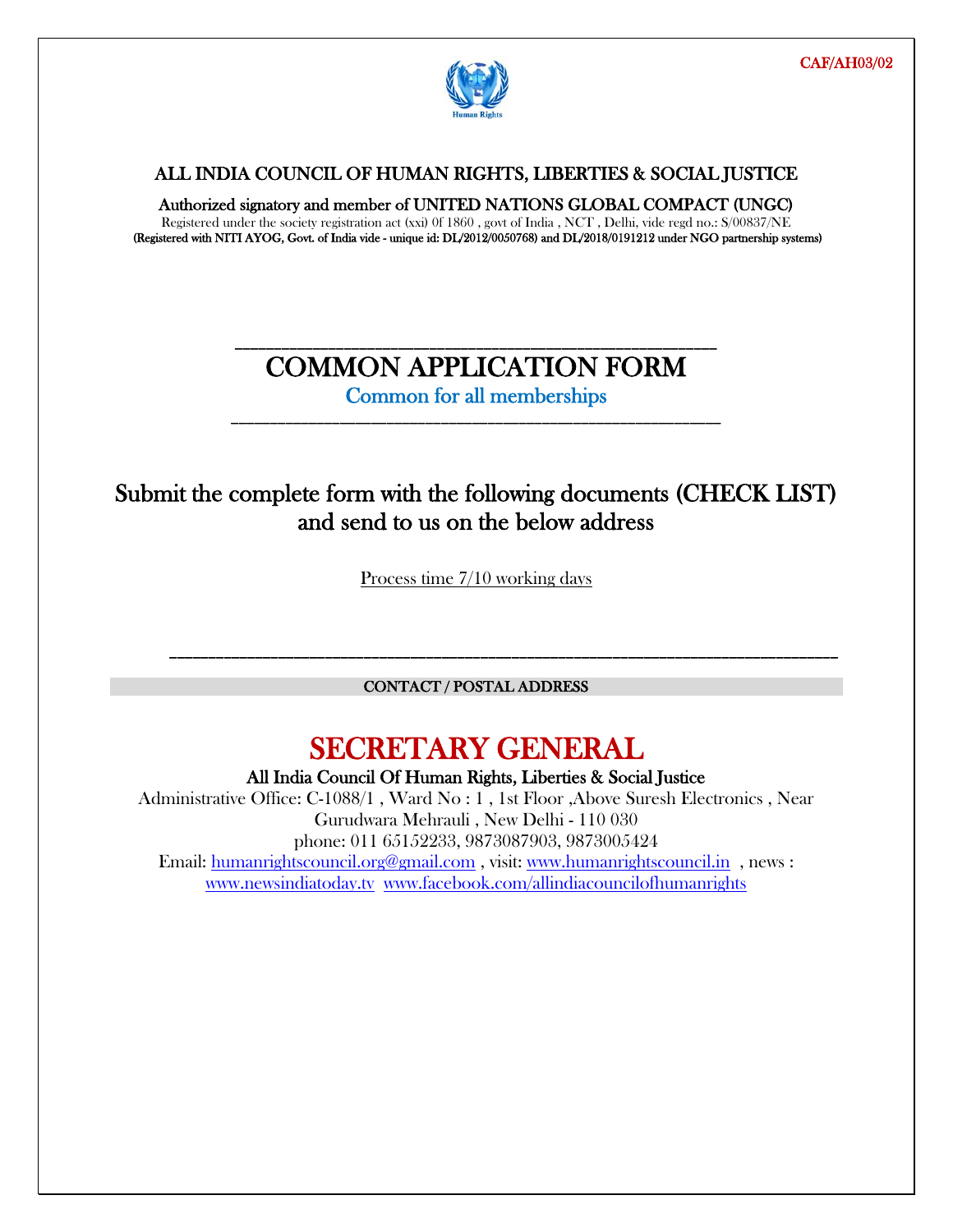CAF/AH03/02

Human Rights

**ALL INDIA COUNCIL OF HUMAN RIGHTS, LIBERTIES & SOCIAL JUSTICE**

**Authorized signatory and member of UNITED NATIONS GLOBAL COMPACT (UNGC)**

Registered under the society registration act (xxi) 0f 1860 , govt of India , NCT , Delhi, vide regd no.: S/00837/NE

**(Registered with NITI AYOG, Govt. of India vide - unique id: DL/2012/0050768) and DL/2018/0191212 under NGO partnership systems)**

---

# COMMON APPLICATION FORM

## Common for all memberships

---

## Submit the complete form with the following documents (CHECK LIST) and send to us on the below address

Process time 7/10 working days

---

**CONTACT / POSTAL ADDRESS**

# SECRETARY GENERAL

**All India Council Of Human Rights, Liberties & Social Justice**

Administrative Office: C-1088/1 , Ward No : 1 , 1st Floor ,Above Suresh Electronics , Near Gurudwara Mehrauli , New Delhi - 110 030

phone: 011 65152233, 9873087903, 9873005424

Email: humanrightscouncil.org@gmail.com , visit: www.humanrightscouncil.in , news : www.newsindiatoday.tv www.facebook.com/allindiacouncilofhumanrights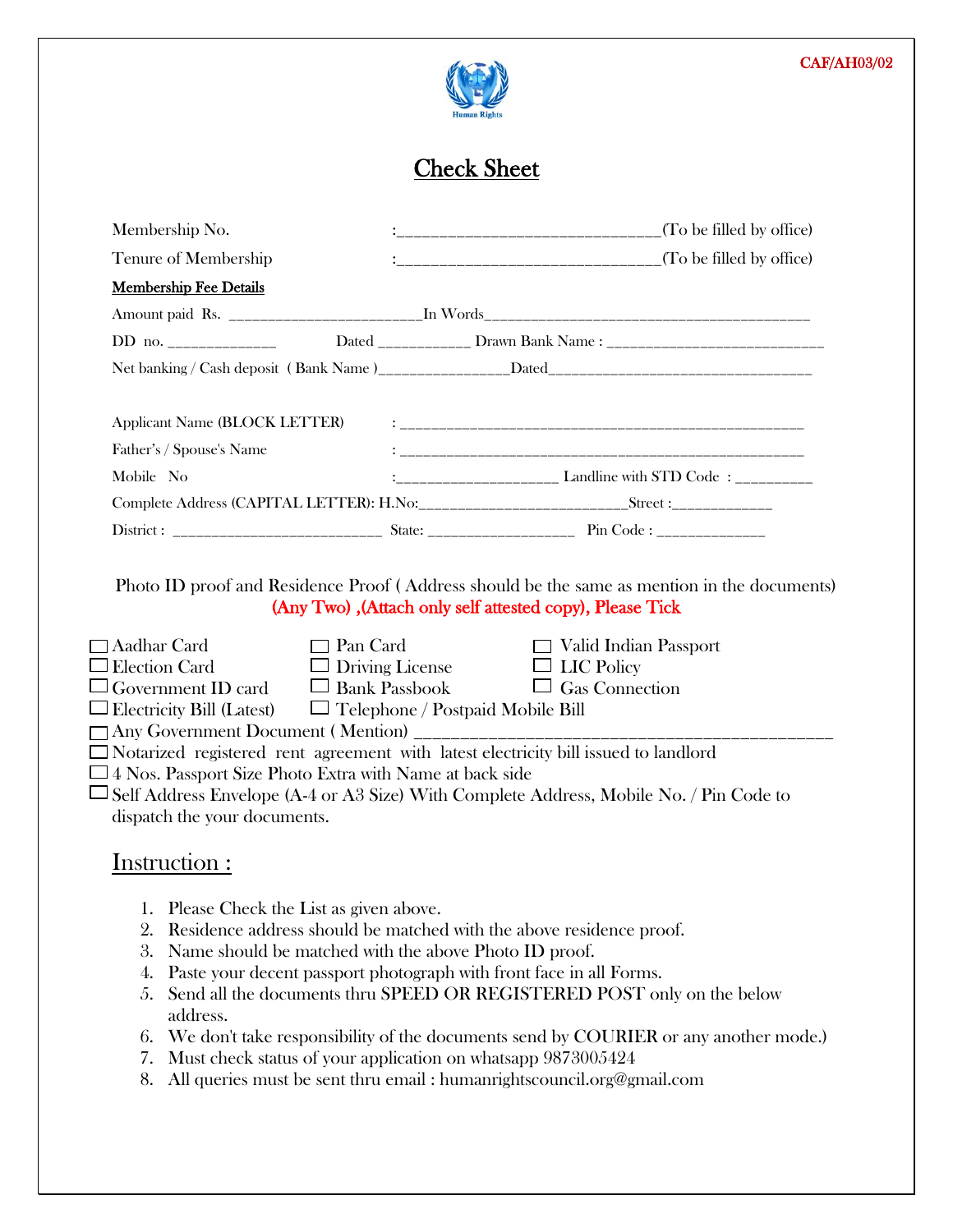CAF/AH03/02

Human Rights

# Check Sheet

Membership No. :______________________________(To be filled by office)

Tenure of Membership :______________________________(To be filled by office)

**Membership Fee Details**

Amount paid Rs. ________________________In Words__________________________________________

DD no. ______________ Dated ____________ Drawn Bank Name : ___________________________

Net banking / Cash deposit ( Bank Name )_________________Dated___________________________________

Applicant Name (BLOCK LETTER) : ____________________________________________________

Father's / Spouse's Name : ____________________________________________________

Mobile No :____________________ Landline with STD Code : __________

Complete Address (CAPITAL LETTER): H.No:___________________________Street :_____________

District : ___________________________ State: __________________ Pin Code : ______________

Photo ID proof and Residence Proof ( Address should be the same as mention in the documents) (Any Two) ,(Attach only self attested copy), Please Tick

- ☐ Aadhar Card
- ☐ Pan Card
- ☐ Valid Indian Passport
- ☐ Election Card
- ☐ Driving License
- ☐ LIC Policy
- ☐ Government ID card
- ☐ Bank Passbook
- ☐ Gas Connection
- ☐ Electricity Bill (Latest)
- ☐ Telephone / Postpaid Mobile Bill
- ☐ Any Government Document ( Mention) ________________________________________________
- ☐ Notarized registered rent agreement with latest electricity bill issued to landlord
- ☐ 4 Nos. Passport Size Photo Extra with Name at back side
- ☐ Self Address Envelope (A-4 or A3 Size) With Complete Address, Mobile No. / Pin Code to dispatch the your documents.

## Instruction :

1. Please Check the List as given above.
2. Residence address should be matched with the above residence proof.
3. Name should be matched with the above Photo ID proof.
4. Paste your decent passport photograph with front face in all Forms.
5. Send all the documents thru SPEED OR REGISTERED POST only on the below address.
6. We don't take responsibility of the documents send by COURIER or any another mode.)
7. Must check status of your application on whatsapp 9873005424
8. All queries must be sent thru email : humanrightscouncil.org@gmail.com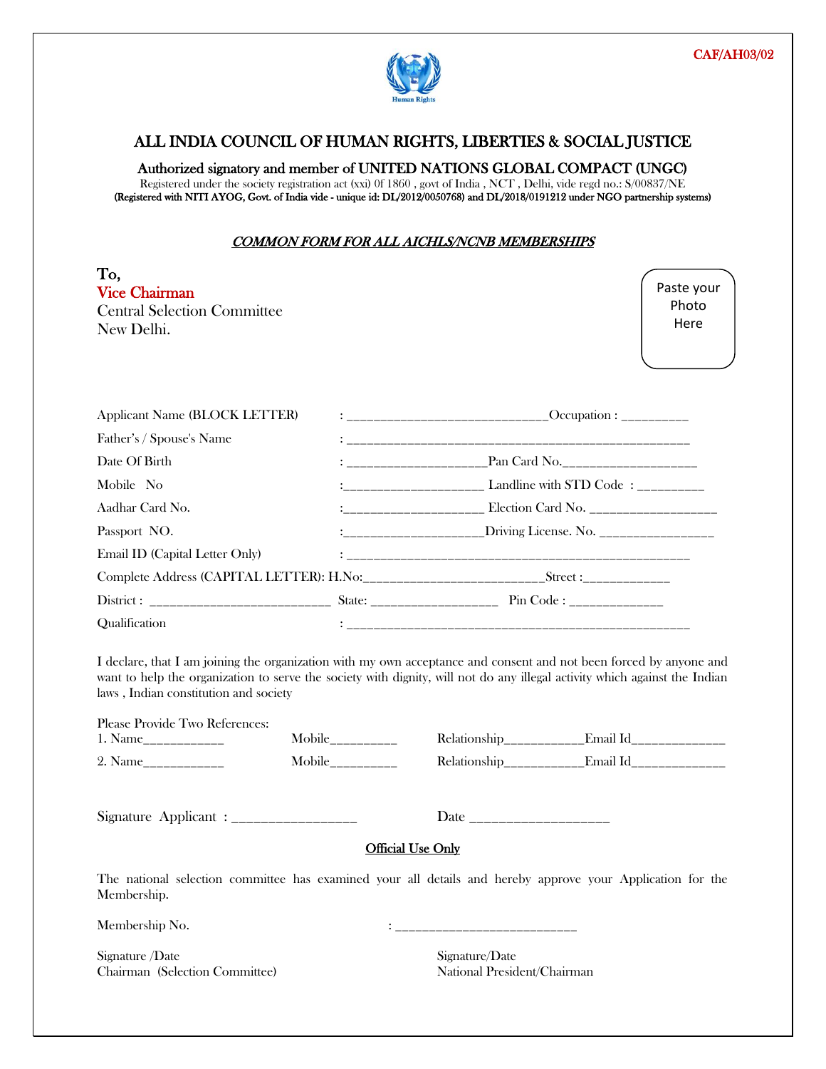CAF/AH03/02

# ALL INDIA COUNCIL OF HUMAN RIGHTS, LIBERTIES & SOCIAL JUSTICE

## Authorized signatory and member of UNITED NATIONS GLOBAL COMPACT (UNGC)

Registered under the society registration act (xxi) 0f 1860 , govt of India , NCT , Delhi, vide regd no.: S/00837/NE

**(Registered with NITI AYOG, Govt. of India vide - unique id: DL/2012/0050768) and DL/2018/0191212 under NGO partnership systems)**

***COMMON FORM FOR ALL AICHLS/NCNB MEMBERSHIPS***

To,
Vice Chairman
Central Selection Committee
New Delhi.

Paste your Photo Here

Applicant Name (BLOCK LETTER) : ______________________________ Occupation : __________

Father's / Spouse's Name : ______________________________________________________

Date Of Birth : _____________________ Pan Card No.____________________

Mobile No :_____________________ Landline with STD Code : __________

Aadhar Card No. :_____________________ Election Card No. ___________________

Passport NO. :_____________________ Driving License. No. _________________

Email ID (Capital Letter Only) : ______________________________________________________

Complete Address (CAPITAL LETTER): H.No:___________________________ Street :_____________

District : ___________________________ State: ___________________ Pin Code : ______________

Qualification : ______________________________________________________

I declare, that I am joining the organization with my own acceptance and consent and not been forced by anyone and want to help the organization to serve the society with dignity, will not do any illegal activity which against the Indian laws , Indian constitution and society

Please Provide Two References:

1. Name____________ Mobile__________ Relationship____________ Email Id______________
2. Name____________ Mobile__________ Relationship____________ Email Id______________

Signature Applicant : _________________ Date ___________________

**Official Use Only**

The national selection committee has examined your all details and hereby approve your Application for the Membership.

Membership No. : ___________________________

Signature /Date
Chairman (Selection Committee)

Signature/Date
National President/Chairman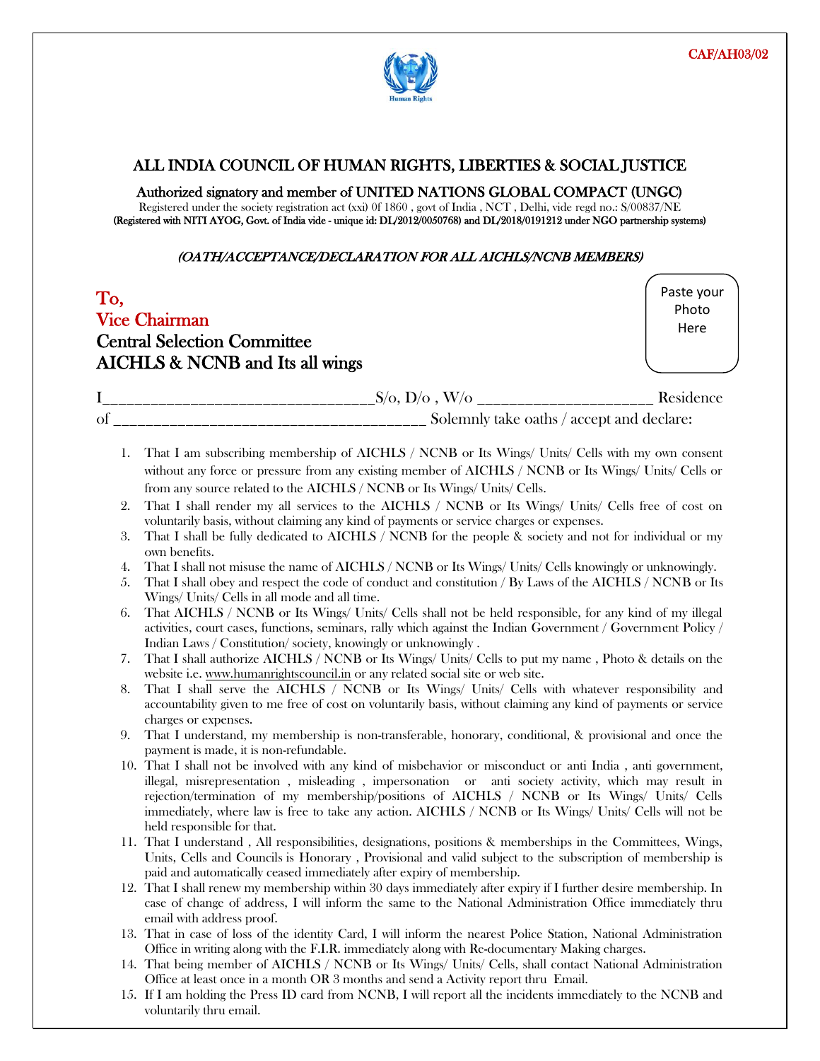CAF/AH03/02

## ALL INDIA COUNCIL OF HUMAN RIGHTS, LIBERTIES & SOCIAL JUSTICE

**Authorized signatory and member of UNITED NATIONS GLOBAL COMPACT (UNGC)**

Registered under the society registration act (xxi) 0f 1860 , govt of India , NCT , Delhi, vide regd no.: S/00837/NE

**(Registered with NITI AYOG, Govt. of India vide - unique id: DL/2012/0050768) and DL/2018/0191212 under NGO partnership systems)**

***(OATH/ACCEPTANCE/DECLARATION FOR ALL AICHLS/NCNB MEMBERS)***

To,
Vice Chairman
Central Selection Committee
AICHLS & NCNB and Its all wings

Paste your Photo Here

I_________________________________S/o, D/o , W/o ______________________ Residence of ______________________________________ Solemnly take oaths / accept and declare:

1. That I am subscribing membership of AICHLS / NCNB or Its Wings/ Units/ Cells with my own consent without any force or pressure from any existing member of AICHLS / NCNB or Its Wings/ Units/ Cells or from any source related to the AICHLS / NCNB or Its Wings/ Units/ Cells.
2. That I shall render my all services to the AICHLS / NCNB or Its Wings/ Units/ Cells free of cost on voluntarily basis, without claiming any kind of payments or service charges or expenses.
3. That I shall be fully dedicated to AICHLS / NCNB for the people & society and not for individual or my own benefits.
4. That I shall not misuse the name of AICHLS / NCNB or Its Wings/ Units/ Cells knowingly or unknowingly.
5. That I shall obey and respect the code of conduct and constitution / By Laws of the AICHLS / NCNB or Its Wings/ Units/ Cells in all mode and all time.
6. That AICHLS / NCNB or Its Wings/ Units/ Cells shall not be held responsible, for any kind of my illegal activities, court cases, functions, seminars, rally which against the Indian Government / Government Policy / Indian Laws / Constitution/ society, knowingly or unknowingly .
7. That I shall authorize AICHLS / NCNB or Its Wings/ Units/ Cells to put my name , Photo & details on the website i.e. www.humanrightscouncil.in or any related social site or web site.
8. That I shall serve the AICHLS / NCNB or Its Wings/ Units/ Cells with whatever responsibility and accountability given to me free of cost on voluntarily basis, without claiming any kind of payments or service charges or expenses.
9. That I understand, my membership is non-transferable, honorary, conditional, & provisional and once the payment is made, it is non-refundable.
10. That I shall not be involved with any kind of misbehavior or misconduct or anti India , anti government, illegal, misrepresentation , misleading , impersonation or anti society activity, which may result in rejection/termination of my membership/positions of AICHLS / NCNB or Its Wings/ Units/ Cells immediately, where law is free to take any action. AICHLS / NCNB or Its Wings/ Units/ Cells will not be held responsible for that.
11. That I understand , All responsibilities, designations, positions & memberships in the Committees, Wings, Units, Cells and Councils is Honorary , Provisional and valid subject to the subscription of membership is paid and automatically ceased immediately after expiry of membership.
12. That I shall renew my membership within 30 days immediately after expiry if I further desire membership. In case of change of address, I will inform the same to the National Administration Office immediately thru email with address proof.
13. That in case of loss of the identity Card, I will inform the nearest Police Station, National Administration Office in writing along with the F.I.R. immediately along with Re-documentary Making charges.
14. That being member of AICHLS / NCNB or Its Wings/ Units/ Cells, shall contact National Administration Office at least once in a month OR 3 months and send a Activity report thru Email.
15. If I am holding the Press ID card from NCNB, I will report all the incidents immediately to the NCNB and voluntarily thru email.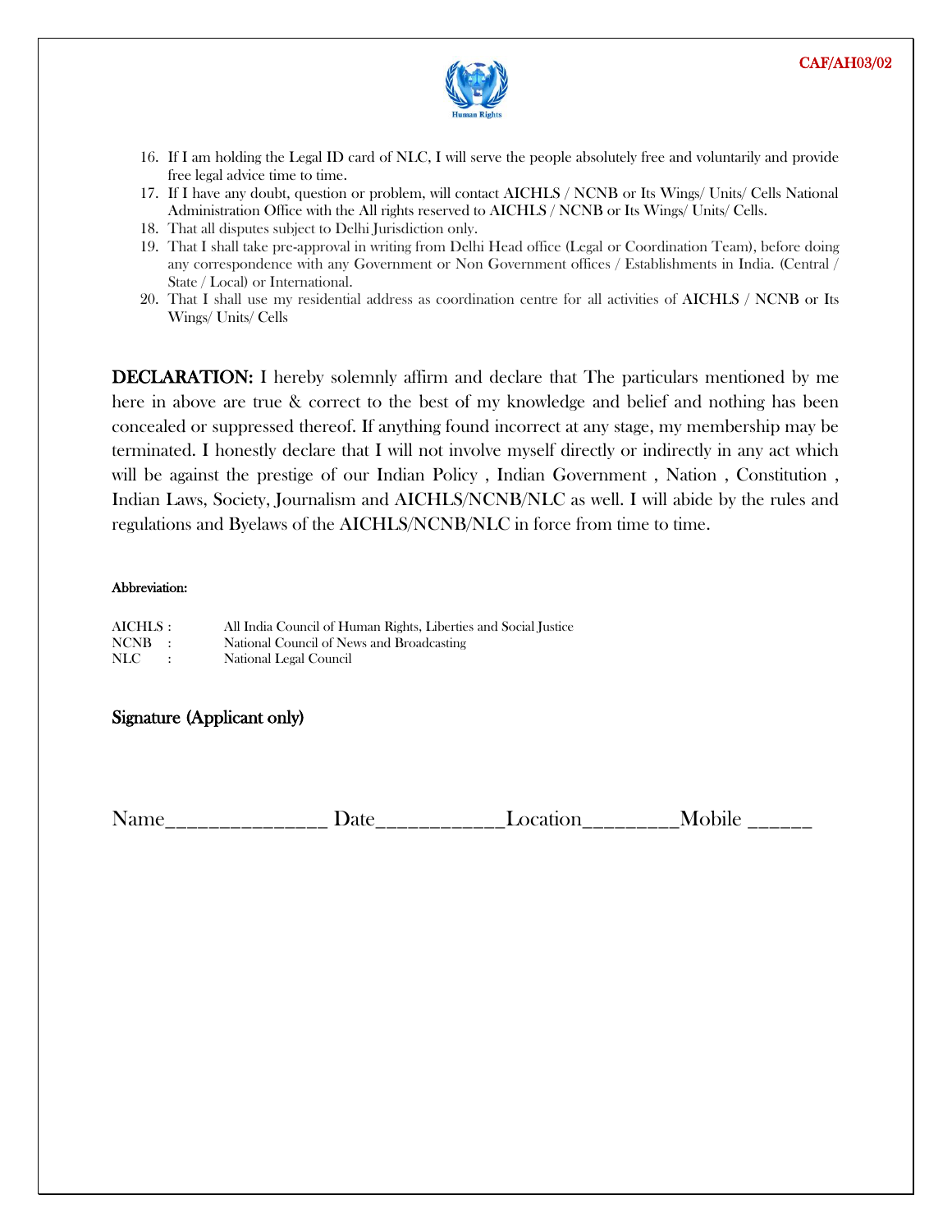CAF/AH03/02

16. If I am holding the Legal ID card of NLC, I will serve the people absolutely free and voluntarily and provide free legal advice time to time.
17. If I have any doubt, question or problem, will contact AICHLS / NCNB or Its Wings/ Units/ Cells National Administration Office with the All rights reserved to AICHLS / NCNB or Its Wings/ Units/ Cells.
18. That all disputes subject to Delhi Jurisdiction only.
19. That I shall take pre-approval in writing from Delhi Head office (Legal or Coordination Team), before doing any correspondence with any Government or Non Government offices / Establishments in India. (Central / State / Local) or International.
20. That I shall use my residential address as coordination centre for all activities of AICHLS / NCNB or Its Wings/ Units/ Cells

**DECLARATION:** I hereby solemnly affirm and declare that The particulars mentioned by me here in above are true & correct to the best of my knowledge and belief and nothing has been concealed or suppressed thereof. If anything found incorrect at any stage, my membership may be terminated. I honestly declare that I will not involve myself directly or indirectly in any act which will be against the prestige of our Indian Policy , Indian Government , Nation , Constitution , Indian Laws, Society, Journalism and AICHLS/NCNB/NLC as well. I will abide by the rules and regulations and Byelaws of the AICHLS/NCNB/NLC in force from time to time.

Abbreviation:

AICHLS : All India Council of Human Rights, Liberties and Social Justice
NCNB : National Council of News and Broadcasting
NLC : National Legal Council

Signature (Applicant only)

Name______________ Date___________Location________Mobile ______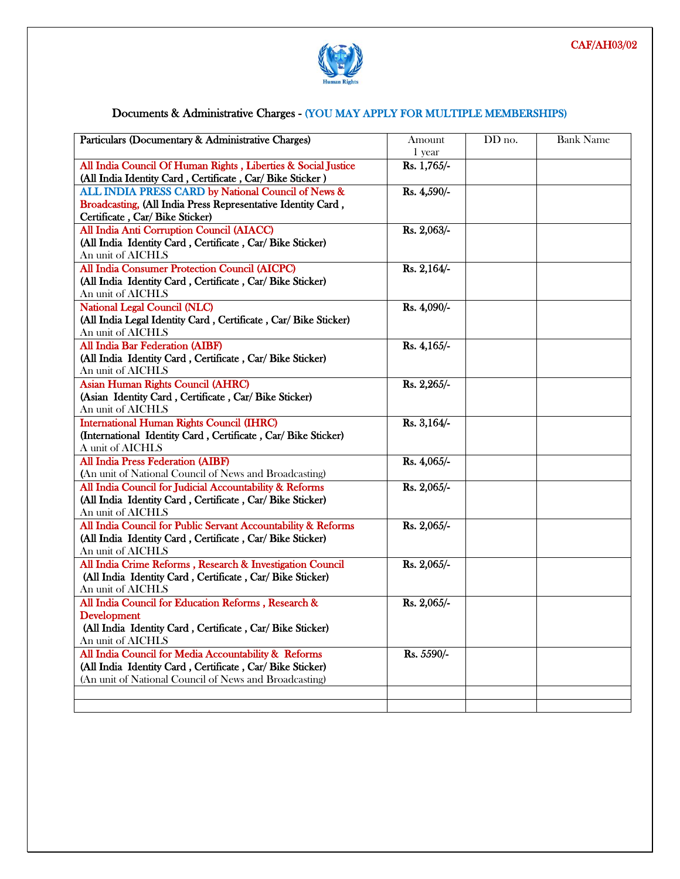CAF/AH03/02

Human Rights

## Documents & Administrative Charges - (YOU MAY APPLY FOR MULTIPLE MEMBERSHIPS)

| Particulars (Documentary & Administrative Charges) | Amount 1 year | DD no. | Bank Name |
|---|---|---|---|
| All India Council Of Human Rights , Liberties & Social Justice (All India Identity Card , Certificate , Car/ Bike Sticker ) | Rs. 1,765/- | | |
| ALL INDIA PRESS CARD by National Council of News & Broadcasting, (All India Press Representative Identity Card , Certificate , Car/ Bike Sticker) | Rs. 4,590/- | | |
| All India Anti Corruption Council (AIACC) (All India Identity Card , Certificate , Car/ Bike Sticker) An unit of AICHLS | Rs. 2,063/- | | |
| All India Consumer Protection Council (AICPC) (All India Identity Card , Certificate , Car/ Bike Sticker) An unit of AICHLS | Rs. 2,164/- | | |
| National Legal Council (NLC) (All India Legal Identity Card , Certificate , Car/ Bike Sticker) An unit of AICHLS | Rs. 4,090/- | | |
| All India Bar Federation (AIBF) (All India Identity Card , Certificate , Car/ Bike Sticker) An unit of AICHLS | Rs. 4,165/- | | |
| Asian Human Rights Council (AHRC) (Asian Identity Card , Certificate , Car/ Bike Sticker) An unit of AICHLS | Rs. 2,265/- | | |
| International Human Rights Council (IHRC) (International Identity Card , Certificate , Car/ Bike Sticker) A unit of AICHLS | Rs. 3,164/- | | |
| All India Press Federation (AIBF) (An unit of National Council of News and Broadcasting) | Rs. 4,065/- | | |
| All India Council for Judicial Accountability & Reforms (All India Identity Card , Certificate , Car/ Bike Sticker) An unit of AICHLS | Rs. 2,065/- | | |
| All India Council for Public Servant Accountability & Reforms (All India Identity Card , Certificate , Car/ Bike Sticker) An unit of AICHLS | Rs. 2,065/- | | |
| All India Crime Reforms , Research & Investigation Council (All India Identity Card , Certificate , Car/ Bike Sticker) An unit of AICHLS | Rs. 2,065/- | | |
| All India Council for Education Reforms , Research & Development (All India Identity Card , Certificate , Car/ Bike Sticker) An unit of AICHLS | Rs. 2,065/- | | |
| All India Council for Media Accountability & Reforms (All India Identity Card , Certificate , Car/ Bike Sticker) (An unit of National Council of News and Broadcasting) | Rs. 5590/- | | |
| | | | |
| | | | |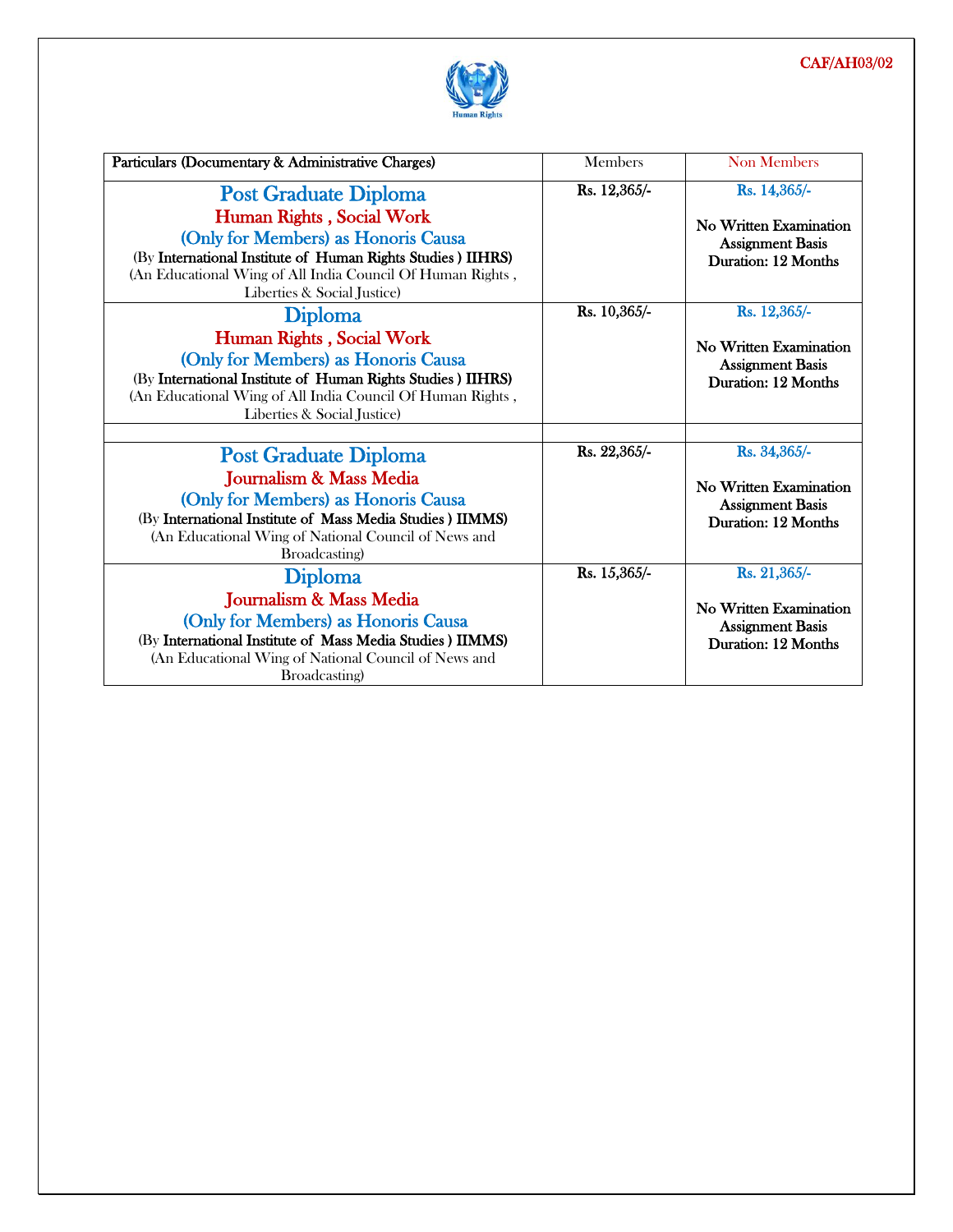CAF/AH03/02

Human Rights

| Particulars (Documentary & Administrative Charges) | Members | Non Members |
|---|---|---|
| **Post Graduate Diploma**<br>**Human Rights , Social Work**<br>**(Only for Members) as Honoris Causa**<br>(By **International Institute of Human Rights Studies ) IIHRS)**<br>(An Educational Wing of All India Council Of Human Rights , Liberties & Social Justice) | **Rs. 12,365/-** | **Rs. 14,365/-**<br><br>**No Written Examination**<br>**Assignment Basis**<br>**Duration: 12 Months** |
| **Diploma**<br>**Human Rights , Social Work**<br>**(Only for Members) as Honoris Causa**<br>(By **International Institute of Human Rights Studies ) IIHRS)**<br>(An Educational Wing of All India Council Of Human Rights , Liberties & Social Justice) | **Rs. 10,365/-** | **Rs. 12,365/-**<br><br>**No Written Examination**<br>**Assignment Basis**<br>**Duration: 12 Months** |
| | | |
| **Post Graduate Diploma**<br>**Journalism & Mass Media**<br>**(Only for Members) as Honoris Causa**<br>(By **International Institute of Mass Media Studies ) IIMMS)**<br>(An Educational Wing of National Council of News and Broadcasting) | **Rs. 22,365/-** | **Rs. 34,365/-**<br><br>**No Written Examination**<br>**Assignment Basis**<br>**Duration: 12 Months** |
| **Diploma**<br>**Journalism & Mass Media**<br>**(Only for Members) as Honoris Causa**<br>(By **International Institute of Mass Media Studies ) IIMMS)**<br>(An Educational Wing of National Council of News and Broadcasting) | **Rs. 15,365/-** | **Rs. 21,365/-**<br><br>**No Written Examination**<br>**Assignment Basis**<br>**Duration: 12 Months** |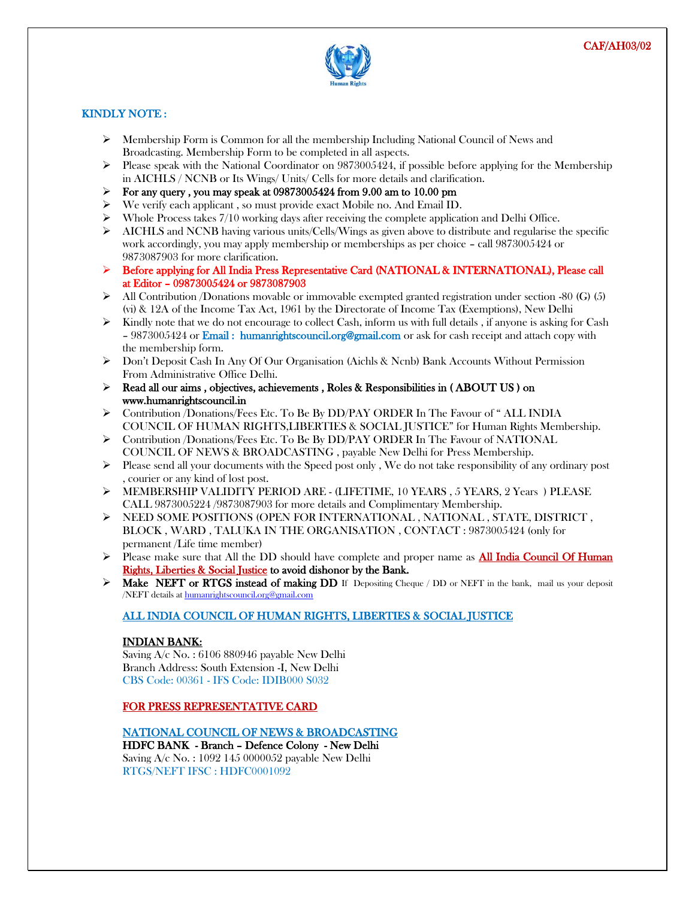CAF/AH03/02

Human Rights

## KINDLY NOTE :

- Membership Form is Common for all the membership Including National Council of News and Broadcasting. Membership Form to be completed in all aspects.
- Please speak with the National Coordinator on 9873005424, if possible before applying for the Membership in AICHLS / NCNB or Its Wings/ Units/ Cells for more details and clarification.
- **For any query , you may speak at 09873005424 from 9.00 am to 10.00 pm**
- We verify each applicant , so must provide exact Mobile no. And Email ID.
- Whole Process takes 7/10 working days after receiving the complete application and Delhi Office.
- AICHLS and NCNB having various units/Cells/Wings as given above to distribute and regularise the specific work accordingly, you may apply membership or memberships as per choice – call 9873005424 or 9873087903 for more clarification.
- **Before applying for All India Press Representative Card (NATIONAL & INTERNATIONAL), Please call at Editor – 09873005424 or 9873087903**
- All Contribution /Donations movable or immovable exempted granted registration under section -80 (G) (5) (vi) & 12A of the Income Tax Act, 1961 by the Directorate of Income Tax (Exemptions), New Delhi
- Kindly note that we do not encourage to collect Cash, inform us with full details , if anyone is asking for Cash – 9873005424 or Email : humanrightscouncil.org@gmail.com or ask for cash receipt and attach copy with the membership form.
- Don't Deposit Cash In Any Of Our Organisation (Aichls & Ncnb) Bank Accounts Without Permission From Administrative Office Delhi.
- **Read all our aims , objectives, achievements , Roles & Responsibilities in ( ABOUT US ) on www.humanrightscouncil.in**
- Contribution /Donations/Fees Etc. To Be By DD/PAY ORDER In The Favour of " ALL INDIA COUNCIL OF HUMAN RIGHTS,LIBERTIES & SOCIAL JUSTICE" for Human Rights Membership.
- Contribution /Donations/Fees Etc. To Be By DD/PAY ORDER In The Favour of NATIONAL COUNCIL OF NEWS & BROADCASTING , payable New Delhi for Press Membership.
- Please send all your documents with the Speed post only , We do not take responsibility of any ordinary post , courier or any kind of lost post.
- MEMBERSHIP VALIDITY PERIOD ARE - (LIFETIME, 10 YEARS , 5 YEARS, 2 Years ) PLEASE CALL 9873005224 /9873087903 for more details and Complimentary Membership.
- NEED SOME POSITIONS (OPEN FOR INTERNATIONAL , NATIONAL , STATE, DISTRICT , BLOCK , WARD , TALUKA IN THE ORGANISATION , CONTACT : 9873005424 (only for permanent /Life time member)
- Please make sure that All the DD should have complete and proper name as **All India Council Of Human Rights, Liberties & Social Justice to avoid dishonor by the Bank.**
- **Make NEFT or RTGS instead of making DD** If Depositing Cheque / DD or NEFT in the bank, mail us your deposit /NEFT details at humanrightscouncil.org@gmail.com

**ALL INDIA COUNCIL OF HUMAN RIGHTS, LIBERTIES & SOCIAL JUSTICE**

**INDIAN BANK:**
Saving A/c No. : 6106 880946 payable New Delhi
Branch Address: South Extension -I, New Delhi
CBS Code: 00361 - IFS Code: IDIB000 S032

**FOR PRESS REPRESENTATIVE CARD**

**NATIONAL COUNCIL OF NEWS & BROADCASTING**
**HDFC BANK - Branch – Defence Colony - New Delhi**
Saving A/c No. : 1092 145 0000052 payable New Delhi
RTGS/NEFT IFSC : HDFC0001092